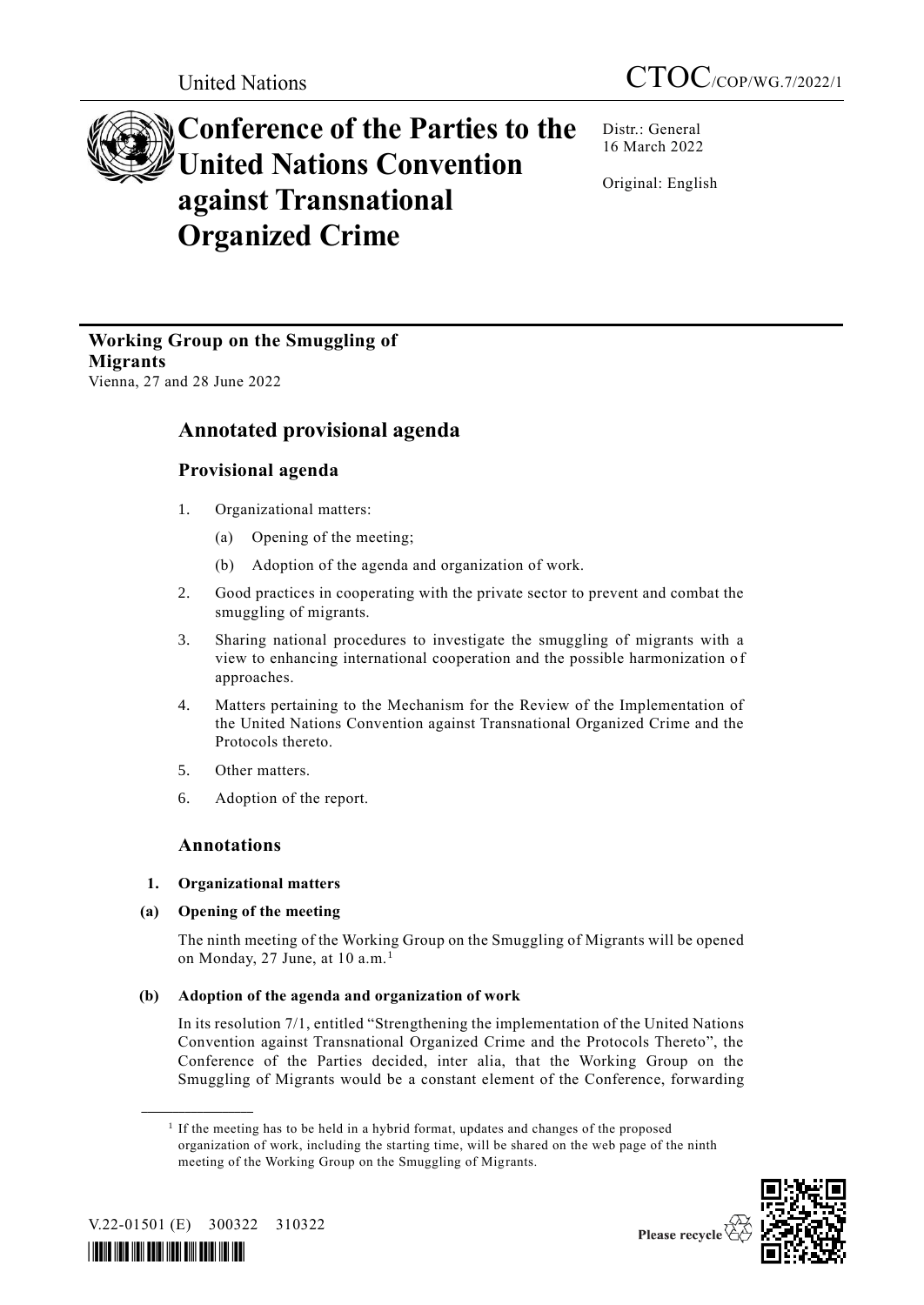United Nations CTOC/COP/WG.7/2022/1

# Conference of the Parties to the United Nations Convention against Transnational Organized Crime

Distr.: General
16 March 2022

Original: English

**Working Group on the Smuggling of Migrants**
Vienna, 27 and 28 June 2022

## Annotated provisional agenda

### Provisional agenda

1. Organizational matters:
   (a) Opening of the meeting;
   (b) Adoption of the agenda and organization of work.
2. Good practices in cooperating with the private sector to prevent and combat the smuggling of migrants.
3. Sharing national procedures to investigate the smuggling of migrants with a view to enhancing international cooperation and the possible harmonization of approaches.
4. Matters pertaining to the Mechanism for the Review of the Implementation of the United Nations Convention against Transnational Organized Crime and the Protocols thereto.
5. Other matters.
6. Adoption of the report.

### Annotations

**1. Organizational matters**

**(a) Opening of the meeting**

The ninth meeting of the Working Group on the Smuggling of Migrants will be opened on Monday, 27 June, at 10 a.m.[1]

**(b) Adoption of the agenda and organization of work**

In its resolution 7/1, entitled "Strengthening the implementation of the United Nations Convention against Transnational Organized Crime and the Protocols Thereto", the Conference of the Parties decided, inter alia, that the Working Group on the Smuggling of Migrants would be a constant element of the Conference, forwarding

[1] If the meeting has to be held in a hybrid format, updates and changes of the proposed organization of work, including the starting time, will be shared on the web page of the ninth meeting of the Working Group on the Smuggling of Migrants.

V.22-01501 (E) 300322 310322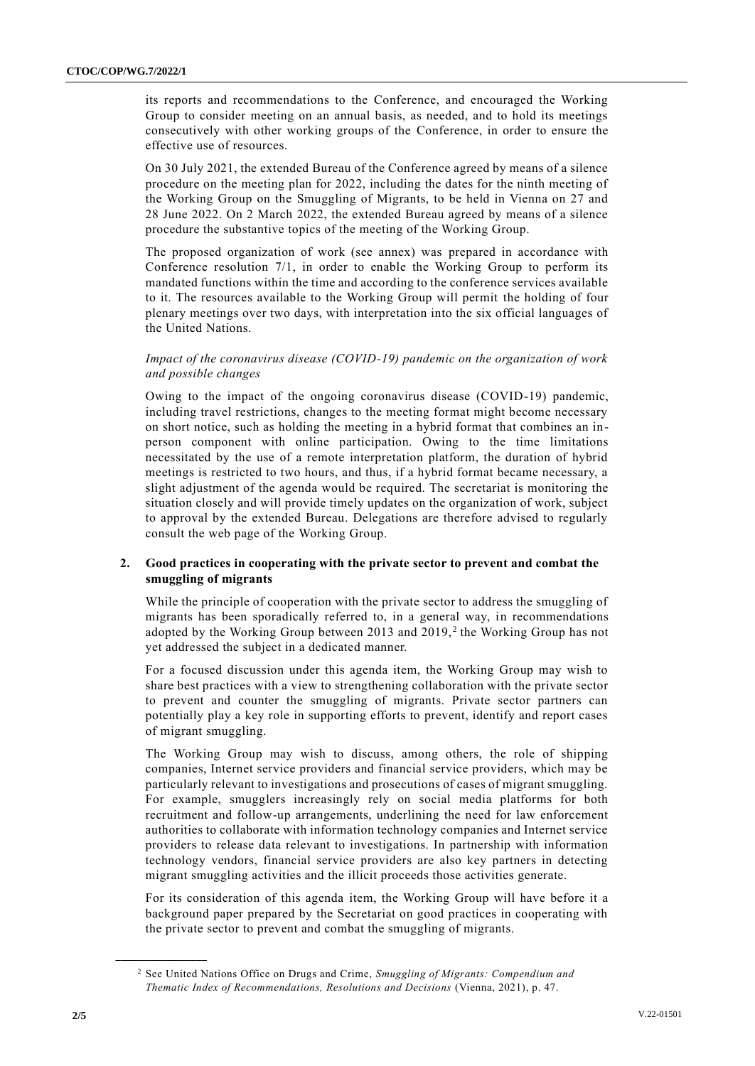its reports and recommendations to the Conference, and encouraged the Working Group to consider meeting on an annual basis, as needed, and to hold its meetings consecutively with other working groups of the Conference, in order to ensure the effective use of resources.

On 30 July 2021, the extended Bureau of the Conference agreed by means of a silence procedure on the meeting plan for 2022, including the dates for the ninth meeting of the Working Group on the Smuggling of Migrants, to be held in Vienna on 27 and 28 June 2022. On 2 March 2022, the extended Bureau agreed by means of a silence procedure the substantive topics of the meeting of the Working Group.

The proposed organization of work (see annex) was prepared in accordance with Conference resolution 7/1, in order to enable the Working Group to perform its mandated functions within the time and according to the conference services available to it. The resources available to the Working Group will permit the holding of four plenary meetings over two days, with interpretation into the six official languages of the United Nations.

*Impact of the coronavirus disease (COVID-19) pandemic on the organization of work and possible changes*

Owing to the impact of the ongoing coronavirus disease (COVID-19) pandemic, including travel restrictions, changes to the meeting format might become necessary on short notice, such as holding the meeting in a hybrid format that combines an in-person component with online participation. Owing to the time limitations necessitated by the use of a remote interpretation platform, the duration of hybrid meetings is restricted to two hours, and thus, if a hybrid format became necessary, a slight adjustment of the agenda would be required. The secretariat is monitoring the situation closely and will provide timely updates on the organization of work, subject to approval by the extended Bureau. Delegations are therefore advised to regularly consult the web page of the Working Group.

## 2. Good practices in cooperating with the private sector to prevent and combat the smuggling of migrants

While the principle of cooperation with the private sector to address the smuggling of migrants has been sporadically referred to, in a general way, in recommendations adopted by the Working Group between 2013 and 2019,[2] the Working Group has not yet addressed the subject in a dedicated manner.

For a focused discussion under this agenda item, the Working Group may wish to share best practices with a view to strengthening collaboration with the private sector to prevent and counter the smuggling of migrants. Private sector partners can potentially play a key role in supporting efforts to prevent, identify and report cases of migrant smuggling.

The Working Group may wish to discuss, among others, the role of shipping companies, Internet service providers and financial service providers, which may be particularly relevant to investigations and prosecutions of cases of migrant smuggling. For example, smugglers increasingly rely on social media platforms for both recruitment and follow-up arrangements, underlining the need for law enforcement authorities to collaborate with information technology companies and Internet service providers to release data relevant to investigations. In partnership with information technology vendors, financial service providers are also key partners in detecting migrant smuggling activities and the illicit proceeds those activities generate.

For its consideration of this agenda item, the Working Group will have before it a background paper prepared by the Secretariat on good practices in cooperating with the private sector to prevent and combat the smuggling of migrants.

---

[2] See United Nations Office on Drugs and Crime, *Smuggling of Migrants: Compendium and Thematic Index of Recommendations, Resolutions and Decisions* (Vienna, 2021), p. 47.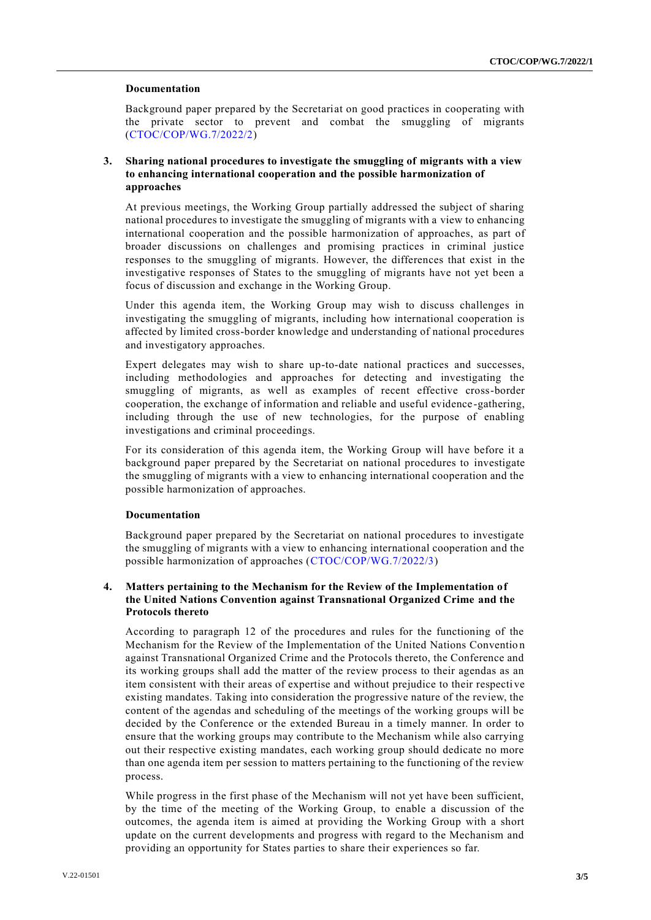#### Documentation

Background paper prepared by the Secretariat on good practices in cooperating with the private sector to prevent and combat the smuggling of migrants (CTOC/COP/WG.7/2022/2)

### 3. Sharing national procedures to investigate the smuggling of migrants with a view to enhancing international cooperation and the possible harmonization of approaches

At previous meetings, the Working Group partially addressed the subject of sharing national procedures to investigate the smuggling of migrants with a view to enhancing international cooperation and the possible harmonization of approaches, as part of broader discussions on challenges and promising practices in criminal justice responses to the smuggling of migrants. However, the differences that exist in the investigative responses of States to the smuggling of migrants have not yet been a focus of discussion and exchange in the Working Group.

Under this agenda item, the Working Group may wish to discuss challenges in investigating the smuggling of migrants, including how international cooperation is affected by limited cross-border knowledge and understanding of national procedures and investigatory approaches.

Expert delegates may wish to share up-to-date national practices and successes, including methodologies and approaches for detecting and investigating the smuggling of migrants, as well as examples of recent effective cross-border cooperation, the exchange of information and reliable and useful evidence-gathering, including through the use of new technologies, for the purpose of enabling investigations and criminal proceedings.

For its consideration of this agenda item, the Working Group will have before it a background paper prepared by the Secretariat on national procedures to investigate the smuggling of migrants with a view to enhancing international cooperation and the possible harmonization of approaches.

#### Documentation

Background paper prepared by the Secretariat on national procedures to investigate the smuggling of migrants with a view to enhancing international cooperation and the possible harmonization of approaches (CTOC/COP/WG.7/2022/3)

### 4. Matters pertaining to the Mechanism for the Review of the Implementation of the United Nations Convention against Transnational Organized Crime and the Protocols thereto

According to paragraph 12 of the procedures and rules for the functioning of the Mechanism for the Review of the Implementation of the United Nations Convention against Transnational Organized Crime and the Protocols thereto, the Conference and its working groups shall add the matter of the review process to their agendas as an item consistent with their areas of expertise and without prejudice to their respective existing mandates. Taking into consideration the progressive nature of the review, the content of the agendas and scheduling of the meetings of the working groups will be decided by the Conference or the extended Bureau in a timely manner. In order to ensure that the working groups may contribute to the Mechanism while also carrying out their respective existing mandates, each working group should dedicate no more than one agenda item per session to matters pertaining to the functioning of the review process.

While progress in the first phase of the Mechanism will not yet have been sufficient, by the time of the meeting of the Working Group, to enable a discussion of the outcomes, the agenda item is aimed at providing the Working Group with a short update on the current developments and progress with regard to the Mechanism and providing an opportunity for States parties to share their experiences so far.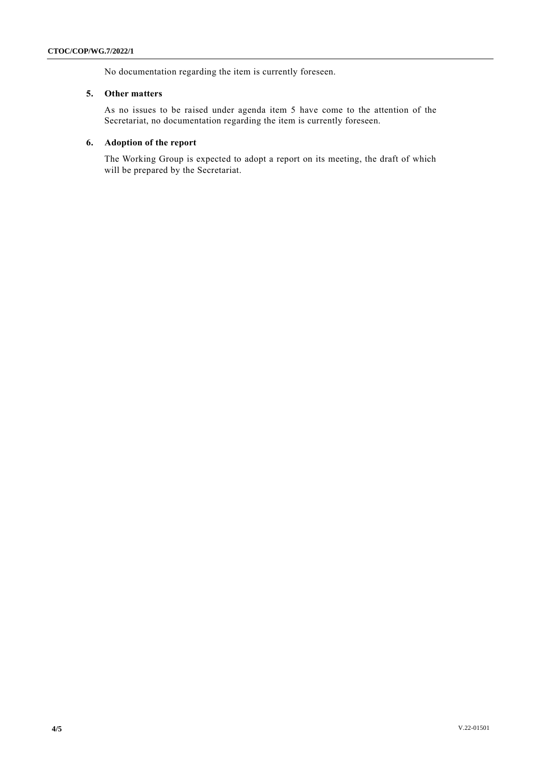No documentation regarding the item is currently foreseen.

### 5. Other matters

As no issues to be raised under agenda item 5 have come to the attention of the Secretariat, no documentation regarding the item is currently foreseen.

### 6. Adoption of the report

The Working Group is expected to adopt a report on its meeting, the draft of which will be prepared by the Secretariat.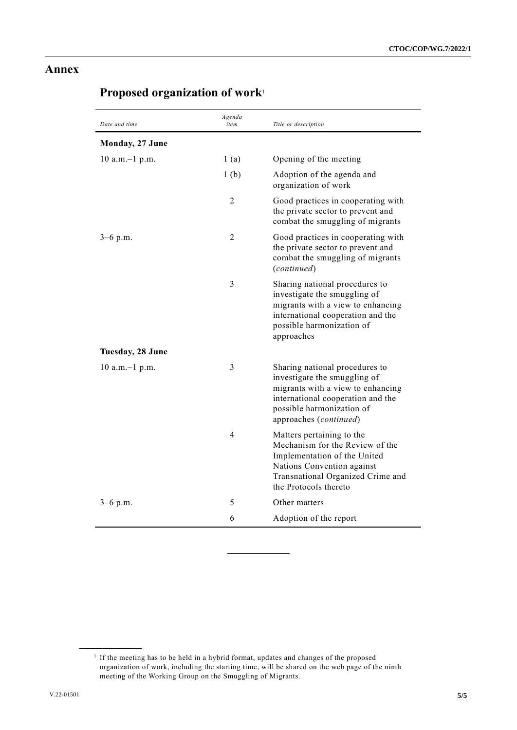# Annex

## Proposed organization of work[1]

| *Date and time* | *Agenda item* | *Title or description* |
|---|---|---|
| **Monday, 27 June** | | |
| 10 a.m.–1 p.m. | 1 (a) | Opening of the meeting |
| | 1 (b) | Adoption of the agenda and organization of work |
| | 2 | Good practices in cooperating with the private sector to prevent and combat the smuggling of migrants |
| 3–6 p.m. | 2 | Good practices in cooperating with the private sector to prevent and combat the smuggling of migrants (*continued*) |
| | 3 | Sharing national procedures to investigate the smuggling of migrants with a view to enhancing international cooperation and the possible harmonization of approaches |
| **Tuesday, 28 June** | | |
| 10 a.m.–1 p.m. | 3 | Sharing national procedures to investigate the smuggling of migrants with a view to enhancing international cooperation and the possible harmonization of approaches (*continued*) |
| | 4 | Matters pertaining to the Mechanism for the Review of the Implementation of the United Nations Convention against Transnational Organized Crime and the Protocols thereto |
| 3–6 p.m. | 5 | Other matters |
| | 6 | Adoption of the report |

[1] If the meeting has to be held in a hybrid format, updates and changes of the proposed organization of work, including the starting time, will be shared on the web page of the ninth meeting of the Working Group on the Smuggling of Migrants.